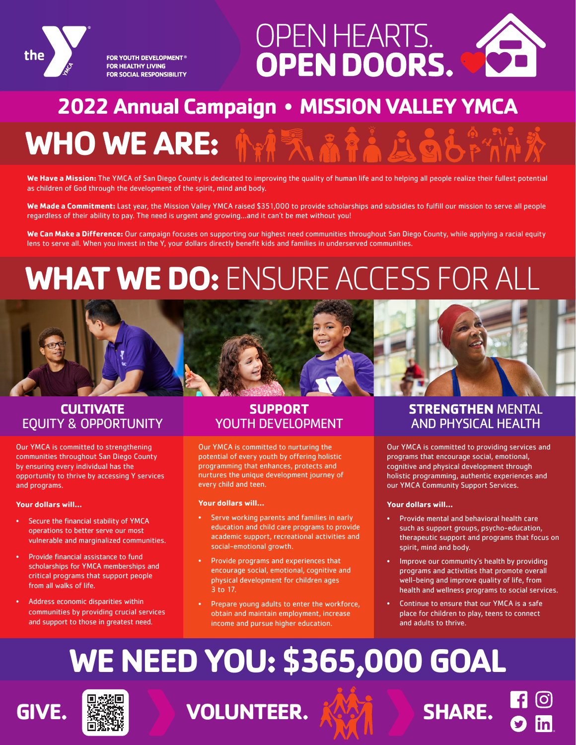the YMCA

FOR YOUTH DEVELOPMENT®
FOR HEALTHY LIVING
FOR SOCIAL RESPONSIBILITY

# OPEN HEARTS. OPEN DOORS.

## 2022 Annual Campaign • MISSION VALLEY YMCA

# WHO WE ARE:

**We Have a Mission:** The YMCA of San Diego County is dedicated to improving the quality of human life and to helping all people realize their fullest potential as children of God through the development of the spirit, mind and body.

**We Made a Commitment:** Last year, the Mission Valley YMCA raised $351,000 to provide scholarships and subsidies to fulfill our mission to serve all people regardless of their ability to pay. The need is urgent and growing…and it can't be met without you!

**We Can Make a Difference:** Our campaign focuses on supporting our highest need communities throughout San Diego County, while applying a racial equity lens to serve all. When you invest in the Y, your dollars directly benefit kids and families in underserved communities.

# WHAT WE DO: ENSURE ACCESS FOR ALL

### CULTIVATE EQUITY & OPPORTUNITY

Our YMCA is committed to strengthening communities throughout San Diego County by ensuring every individual has the opportunity to thrive by accessing Y services and programs.

**Your dollars will…**

- Secure the financial stability of YMCA operations to better serve our most vulnerable and marginalized communities.
- Provide financial assistance to fund scholarships for YMCA memberships and critical programs that support people from all walks of life.
- Address economic disparities within communities by providing crucial services and support to those in greatest need.

### SUPPORT YOUTH DEVELOPMENT

Our YMCA is committed to nurturing the potential of every youth by offering holistic programming that enhances, protects and nurtures the unique development journey of every child and teen.

**Your dollars will…**

- Serve working parents and families in early education and child care programs to provide academic support, recreational activities and social-emotional growth.
- Provide programs and experiences that encourage social, emotional, cognitive and physical development for children ages 3 to 17.
- Prepare young adults to enter the workforce, obtain and maintain employment, increase income and pursue higher education.

### STRENGTHEN MENTAL AND PHYSICAL HEALTH

Our YMCA is committed to providing services and programs that encourage social, emotional, cognitive and physical development through holistic programming, authentic experiences and our YMCA Community Support Services.

**Your dollars will…**

- Provide mental and behavioral health care such as support groups, psycho-education, therapeutic support and programs that focus on spirit, mind and body.
- Improve our community's health by providing programs and activities that promote overall well-being and improve quality of life, from health and wellness programs to social services.
- Continue to ensure that our YMCA is a safe place for children to play, teens to connect and adults to thrive.

# WE NEED YOU: $365,000 GOAL

**GIVE. VOLUNTEER. SHARE.**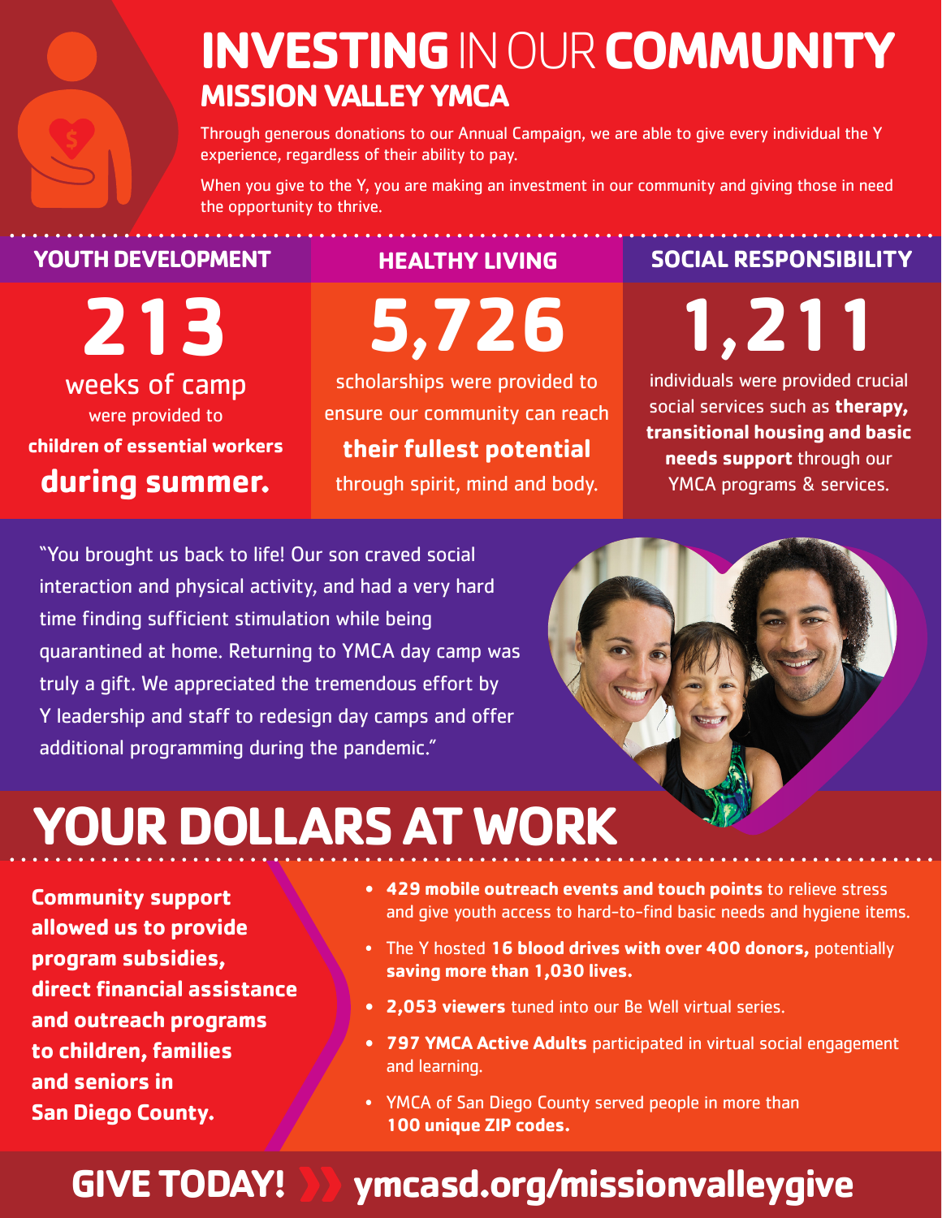# INVESTING IN OUR COMMUNITY

## MISSION VALLEY YMCA

Through generous donations to our Annual Campaign, we are able to give every individual the Y experience, regardless of their ability to pay.

When you give to the Y, you are making an investment in our community and giving those in need the opportunity to thrive.

### YOUTH DEVELOPMENT

**213**

weeks of camp were provided to **children of essential workers during summer.**

### HEALTHY LIVING

**5,726**

scholarships were provided to ensure our community can reach **their fullest potential** through spirit, mind and body.

### SOCIAL RESPONSIBILITY

**1,211**

individuals were provided crucial social services such as **therapy, transitional housing and basic needs support** through our YMCA programs & services.

"You brought us back to life! Our son craved social interaction and physical activity, and had a very hard time finding sufficient stimulation while being quarantined at home. Returning to YMCA day camp was truly a gift. We appreciated the tremendous effort by Y leadership and staff to redesign day camps and offer additional programming during the pandemic."

## YOUR DOLLARS AT WORK

**Community support allowed us to provide program subsidies, direct financial assistance and outreach programs to children, families and seniors in San Diego County.**

- **429 mobile outreach events and touch points** to relieve stress and give youth access to hard-to-find basic needs and hygiene items.
- The Y hosted **16 blood drives with over 400 donors,** potentially **saving more than 1,030 lives.**
- **2,053 viewers** tuned into our Be Well virtual series.
- **797 YMCA Active Adults** participated in virtual social engagement and learning.
- YMCA of San Diego County served people in more than **100 unique ZIP codes.**

**GIVE TODAY! ymcasd.org/missionvalleygive**